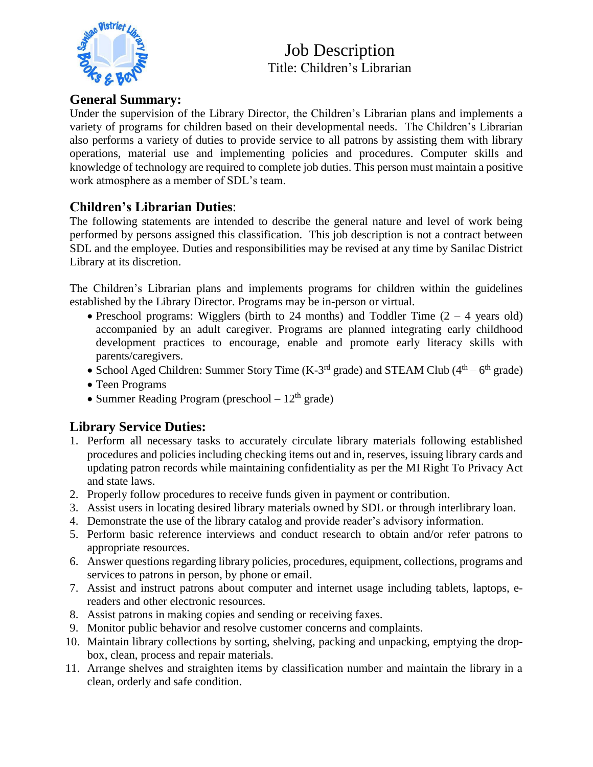# Job Description

## Title: Children's Librarian

### General Summary:

Under the supervision of the Library Director, the Children's Librarian plans and implements a variety of programs for children based on their developmental needs. The Children's Librarian also performs a variety of duties to provide service to all patrons by assisting them with library operations, material use and implementing policies and procedures. Computer skills and knowledge of technology are required to complete job duties. This person must maintain a positive work atmosphere as a member of SDL's team.

### Children's Librarian Duties:

The following statements are intended to describe the general nature and level of work being performed by persons assigned this classification. This job description is not a contract between SDL and the employee. Duties and responsibilities may be revised at any time by Sanilac District Library at its discretion.

The Children's Librarian plans and implements programs for children within the guidelines established by the Library Director. Programs may be in-person or virtual.

- Preschool programs: Wigglers (birth to 24 months) and Toddler Time (2 – 4 years old) accompanied by an adult caregiver. Programs are planned integrating early childhood development practices to encourage, enable and promote early literacy skills with parents/caregivers.
- School Aged Children: Summer Story Time (K-3rd grade) and STEAM Club (4th – 6th grade)
- Teen Programs
- Summer Reading Program (preschool – 12th grade)

### Library Service Duties:

1. Perform all necessary tasks to accurately circulate library materials following established procedures and policies including checking items out and in, reserves, issuing library cards and updating patron records while maintaining confidentiality as per the MI Right To Privacy Act and state laws.
2. Properly follow procedures to receive funds given in payment or contribution.
3. Assist users in locating desired library materials owned by SDL or through interlibrary loan.
4. Demonstrate the use of the library catalog and provide reader's advisory information.
5. Perform basic reference interviews and conduct research to obtain and/or refer patrons to appropriate resources.
6. Answer questions regarding library policies, procedures, equipment, collections, programs and services to patrons in person, by phone or email.
7. Assist and instruct patrons about computer and internet usage including tablets, laptops, e-readers and other electronic resources.
8. Assist patrons in making copies and sending or receiving faxes.
9. Monitor public behavior and resolve customer concerns and complaints.
10. Maintain library collections by sorting, shelving, packing and unpacking, emptying the drop-box, clean, process and repair materials.
11. Arrange shelves and straighten items by classification number and maintain the library in a clean, orderly and safe condition.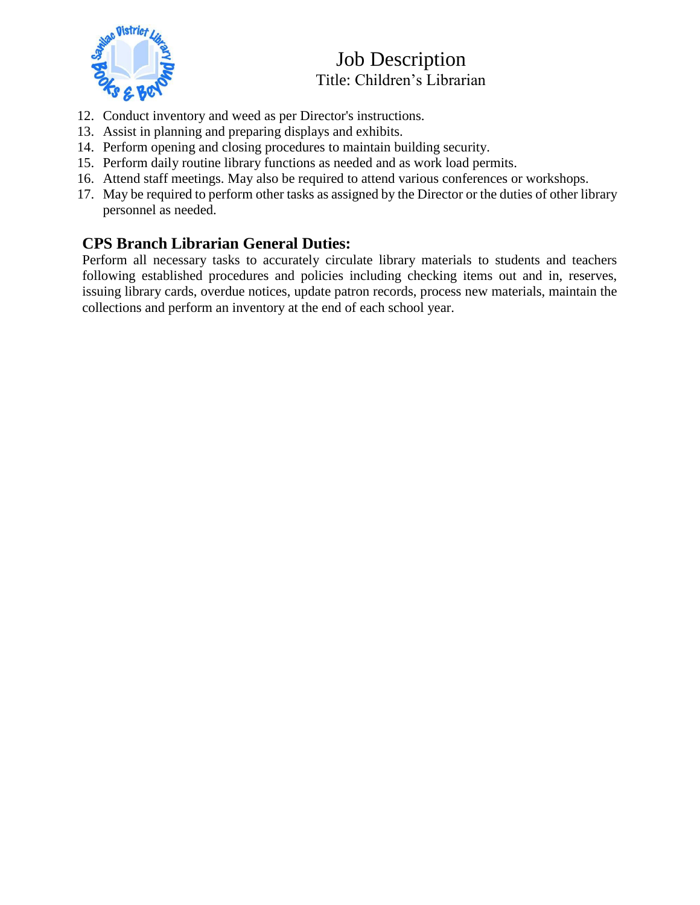12. Conduct inventory and weed as per Director's instructions.
13. Assist in planning and preparing displays and exhibits.
14. Perform opening and closing procedures to maintain building security.
15. Perform daily routine library functions as needed and as work load permits.
16. Attend staff meetings. May also be required to attend various conferences or workshops.
17. May be required to perform other tasks as assigned by the Director or the duties of other library personnel as needed.

## CPS Branch Librarian General Duties:

Perform all necessary tasks to accurately circulate library materials to students and teachers following established procedures and policies including checking items out and in, reserves, issuing library cards, overdue notices, update patron records, process new materials, maintain the collections and perform an inventory at the end of each school year.